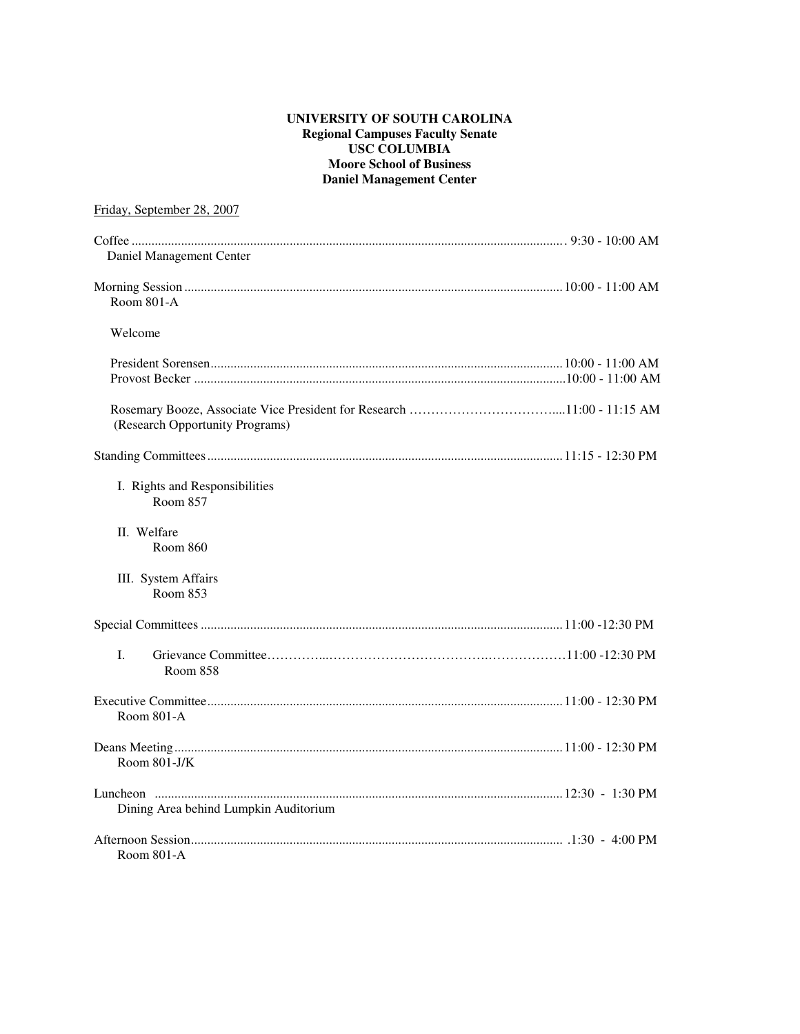**UNIVERSITY OF SOUTH CAROLINA**
**Regional Campuses Faculty Senate**
**USC COLUMBIA**
**Moore School of Business**
**Daniel Management Center**

Friday, September 28, 2007

Coffee ........................................................................................................................ 9:30 - 10:00 AM
Daniel Management Center

Morning Session ........................................................................................................ 10:00 - 11:00 AM
Room 801-A

Welcome

President Sorensen.................................................................................................. 10:00 - 11:00 AM
Provost Becker ......................................................................................................... 10:00 - 11:00 AM

Rosemary Booze, Associate Vice President for Research …………………………….....11:00 - 11:15 AM
(Research Opportunity Programs)

Standing Committees .................................................................................................. 11:15 - 12:30 PM

I. Rights and Responsibilities
Room 857

II. Welfare
Room 860

III. System Affairs
Room 853

Special Committees ..................................................................................................... 11:00 -12:30 PM

I. Grievance Committee…………...…………………………………….………………11:00 -12:30 PM
Room 858

Executive Committee.................................................................................................... 11:00 - 12:30 PM
Room 801-A

Deans Meeting.............................................................................................................. 11:00 - 12:30 PM
Room 801-J/K

Luncheon ..................................................................................................................... 12:30 - 1:30 PM
Dining Area behind Lumpkin Auditorium

Afternoon Session.......................................................................................................... .1:30 - 4:00 PM
Room 801-A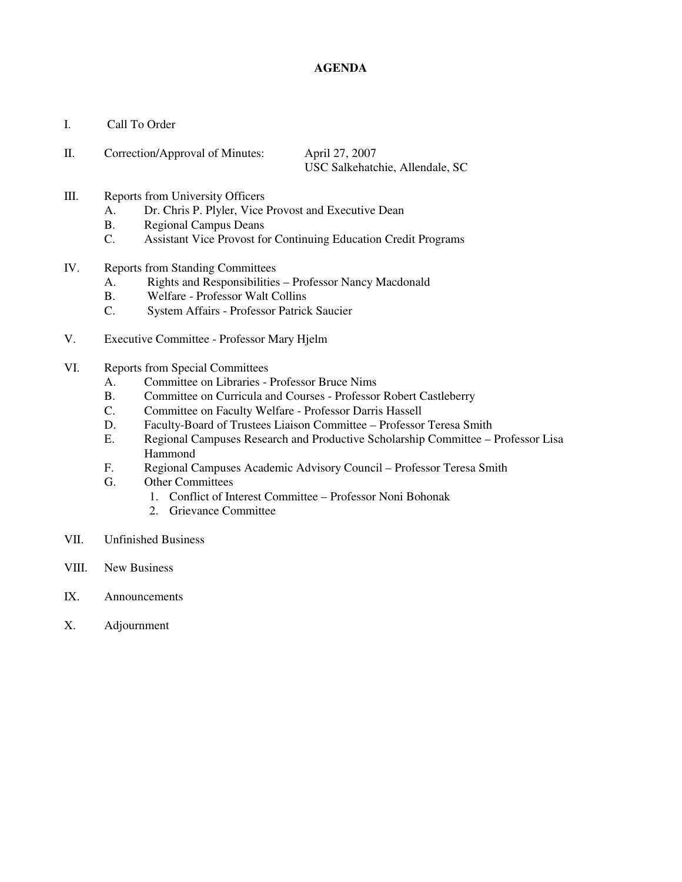# AGENDA

I. Call To Order

II. Correction/Approval of Minutes: April 27, 2007
USC Salkehatchie, Allendale, SC

III. Reports from University Officers
   A. Dr. Chris P. Plyler, Vice Provost and Executive Dean
   B. Regional Campus Deans
   C. Assistant Vice Provost for Continuing Education Credit Programs

IV. Reports from Standing Committees
   A. Rights and Responsibilities – Professor Nancy Macdonald
   B. Welfare - Professor Walt Collins
   C. System Affairs - Professor Patrick Saucier

V. Executive Committee - Professor Mary Hjelm

VI. Reports from Special Committees
   A. Committee on Libraries - Professor Bruce Nims
   B. Committee on Curricula and Courses - Professor Robert Castleberry
   C. Committee on Faculty Welfare - Professor Darris Hassell
   D. Faculty-Board of Trustees Liaison Committee – Professor Teresa Smith
   E. Regional Campuses Research and Productive Scholarship Committee – Professor Lisa Hammond
   F. Regional Campuses Academic Advisory Council – Professor Teresa Smith
   G. Other Committees
      1. Conflict of Interest Committee – Professor Noni Bohonak
      2. Grievance Committee

VII. Unfinished Business

VIII. New Business

IX. Announcements

X. Adjournment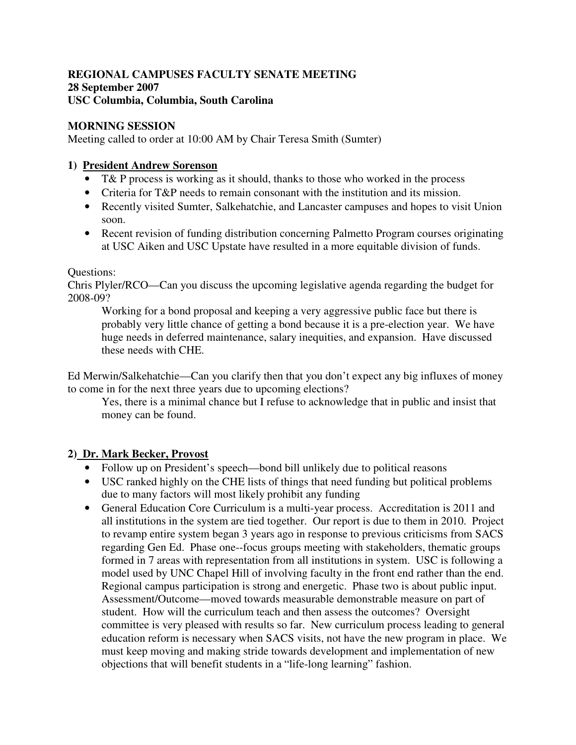**REGIONAL CAMPUSES FACULTY SENATE MEETING**
**28 September 2007**
**USC Columbia, Columbia, South Carolina**

**MORNING SESSION**
Meeting called to order at 10:00 AM by Chair Teresa Smith (Sumter)

**1) President Andrew Sorenson**

- T& P process is working as it should, thanks to those who worked in the process
- Criteria for T&P needs to remain consonant with the institution and its mission.
- Recently visited Sumter, Salkehatchie, and Lancaster campuses and hopes to visit Union soon.
- Recent revision of funding distribution concerning Palmetto Program courses originating at USC Aiken and USC Upstate have resulted in a more equitable division of funds.

Questions:
Chris Plyler/RCO—Can you discuss the upcoming legislative agenda regarding the budget for 2008-09?

> Working for a bond proposal and keeping a very aggressive public face but there is probably very little chance of getting a bond because it is a pre-election year. We have huge needs in deferred maintenance, salary inequities, and expansion. Have discussed these needs with CHE.

Ed Merwin/Salkehatchie—Can you clarify then that you don't expect any big influxes of money to come in for the next three years due to upcoming elections?

> Yes, there is a minimal chance but I refuse to acknowledge that in public and insist that money can be found.

**2) Dr. Mark Becker, Provost**

- Follow up on President's speech—bond bill unlikely due to political reasons
- USC ranked highly on the CHE lists of things that need funding but political problems due to many factors will most likely prohibit any funding
- General Education Core Curriculum is a multi-year process. Accreditation is 2011 and all institutions in the system are tied together. Our report is due to them in 2010. Project to revamp entire system began 3 years ago in response to previous criticisms from SACS regarding Gen Ed. Phase one--focus groups meeting with stakeholders, thematic groups formed in 7 areas with representation from all institutions in system. USC is following a model used by UNC Chapel Hill of involving faculty in the front end rather than the end. Regional campus participation is strong and energetic. Phase two is about public input. Assessment/Outcome—moved towards measurable demonstrable measure on part of student. How will the curriculum teach and then assess the outcomes? Oversight committee is very pleased with results so far. New curriculum process leading to general education reform is necessary when SACS visits, not have the new program in place. We must keep moving and making stride towards development and implementation of new objections that will benefit students in a "life-long learning" fashion.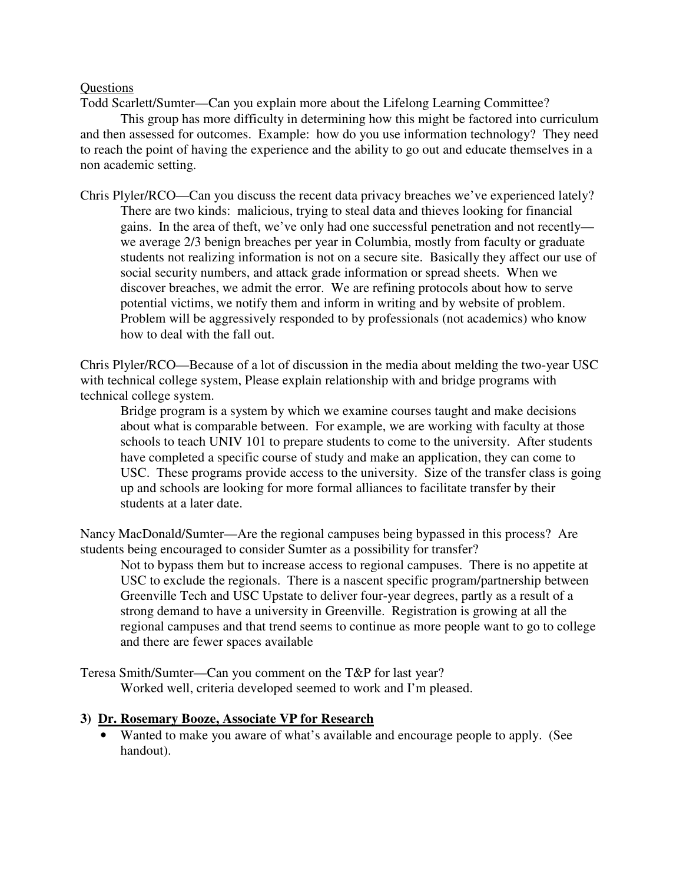Questions

Todd Scarlett/Sumter—Can you explain more about the Lifelong Learning Committee?

This group has more difficulty in determining how this might be factored into curriculum and then assessed for outcomes. Example: how do you use information technology? They need to reach the point of having the experience and the ability to go out and educate themselves in a non academic setting.

Chris Plyler/RCO—Can you discuss the recent data privacy breaches we've experienced lately?

> There are two kinds: malicious, trying to steal data and thieves looking for financial gains. In the area of theft, we've only had one successful penetration and not recently—we average 2/3 benign breaches per year in Columbia, mostly from faculty or graduate students not realizing information is not on a secure site. Basically they affect our use of social security numbers, and attack grade information or spread sheets. When we discover breaches, we admit the error. We are refining protocols about how to serve potential victims, we notify them and inform in writing and by website of problem. Problem will be aggressively responded to by professionals (not academics) who know how to deal with the fall out.

Chris Plyler/RCO—Because of a lot of discussion in the media about melding the two-year USC with technical college system, Please explain relationship with and bridge programs with technical college system.

> Bridge program is a system by which we examine courses taught and make decisions about what is comparable between. For example, we are working with faculty at those schools to teach UNIV 101 to prepare students to come to the university. After students have completed a specific course of study and make an application, they can come to USC. These programs provide access to the university. Size of the transfer class is going up and schools are looking for more formal alliances to facilitate transfer by their students at a later date.

Nancy MacDonald/Sumter—Are the regional campuses being bypassed in this process? Are students being encouraged to consider Sumter as a possibility for transfer?

> Not to bypass them but to increase access to regional campuses. There is no appetite at USC to exclude the regionals. There is a nascent specific program/partnership between Greenville Tech and USC Upstate to deliver four-year degrees, partly as a result of a strong demand to have a university in Greenville. Registration is growing at all the regional campuses and that trend seems to continue as more people want to go to college and there are fewer spaces available

Teresa Smith/Sumter—Can you comment on the T&P for last year?

> Worked well, criteria developed seemed to work and I'm pleased.

**3) Dr. Rosemary Booze, Associate VP for Research**

- Wanted to make you aware of what's available and encourage people to apply. (See handout).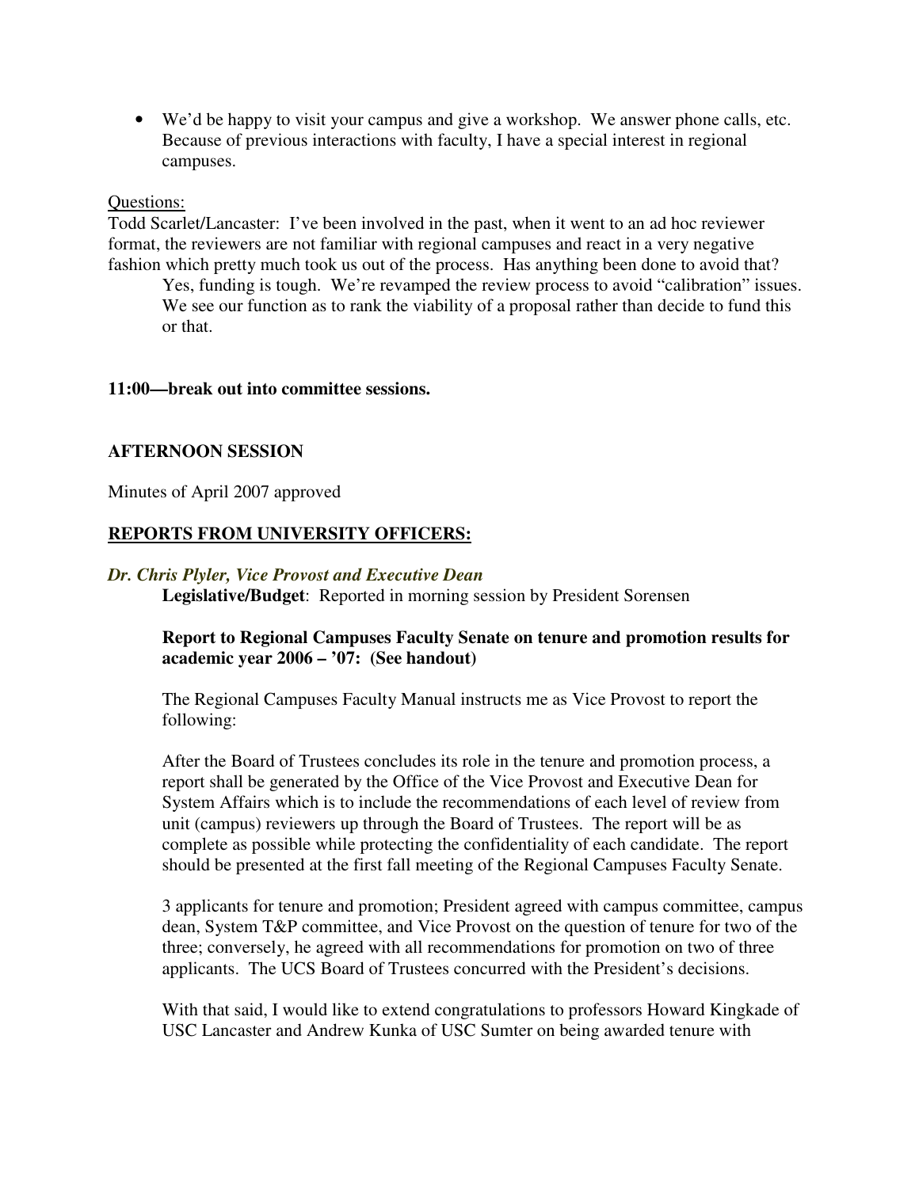- We'd be happy to visit your campus and give a workshop. We answer phone calls, etc. Because of previous interactions with faculty, I have a special interest in regional campuses.

Questions:

Todd Scarlet/Lancaster: I've been involved in the past, when it went to an ad hoc reviewer format, the reviewers are not familiar with regional campuses and react in a very negative fashion which pretty much took us out of the process. Has anything been done to avoid that?

> Yes, funding is tough. We're revamped the review process to avoid "calibration" issues. We see our function as to rank the viability of a proposal rather than decide to fund this or that.

**11:00—break out into committee sessions.**

**AFTERNOON SESSION**

Minutes of April 2007 approved

## REPORTS FROM UNIVERSITY OFFICERS:

***Dr. Chris Plyler, Vice Provost and Executive Dean***

**Legislative/Budget**: Reported in morning session by President Sorensen

**Report to Regional Campuses Faculty Senate on tenure and promotion results for academic year 2006 – '07: (See handout)**

The Regional Campuses Faculty Manual instructs me as Vice Provost to report the following:

After the Board of Trustees concludes its role in the tenure and promotion process, a report shall be generated by the Office of the Vice Provost and Executive Dean for System Affairs which is to include the recommendations of each level of review from unit (campus) reviewers up through the Board of Trustees. The report will be as complete as possible while protecting the confidentiality of each candidate. The report should be presented at the first fall meeting of the Regional Campuses Faculty Senate.

3 applicants for tenure and promotion; President agreed with campus committee, campus dean, System T&P committee, and Vice Provost on the question of tenure for two of the three; conversely, he agreed with all recommendations for promotion on two of three applicants. The UCS Board of Trustees concurred with the President's decisions.

With that said, I would like to extend congratulations to professors Howard Kingkade of USC Lancaster and Andrew Kunka of USC Sumter on being awarded tenure with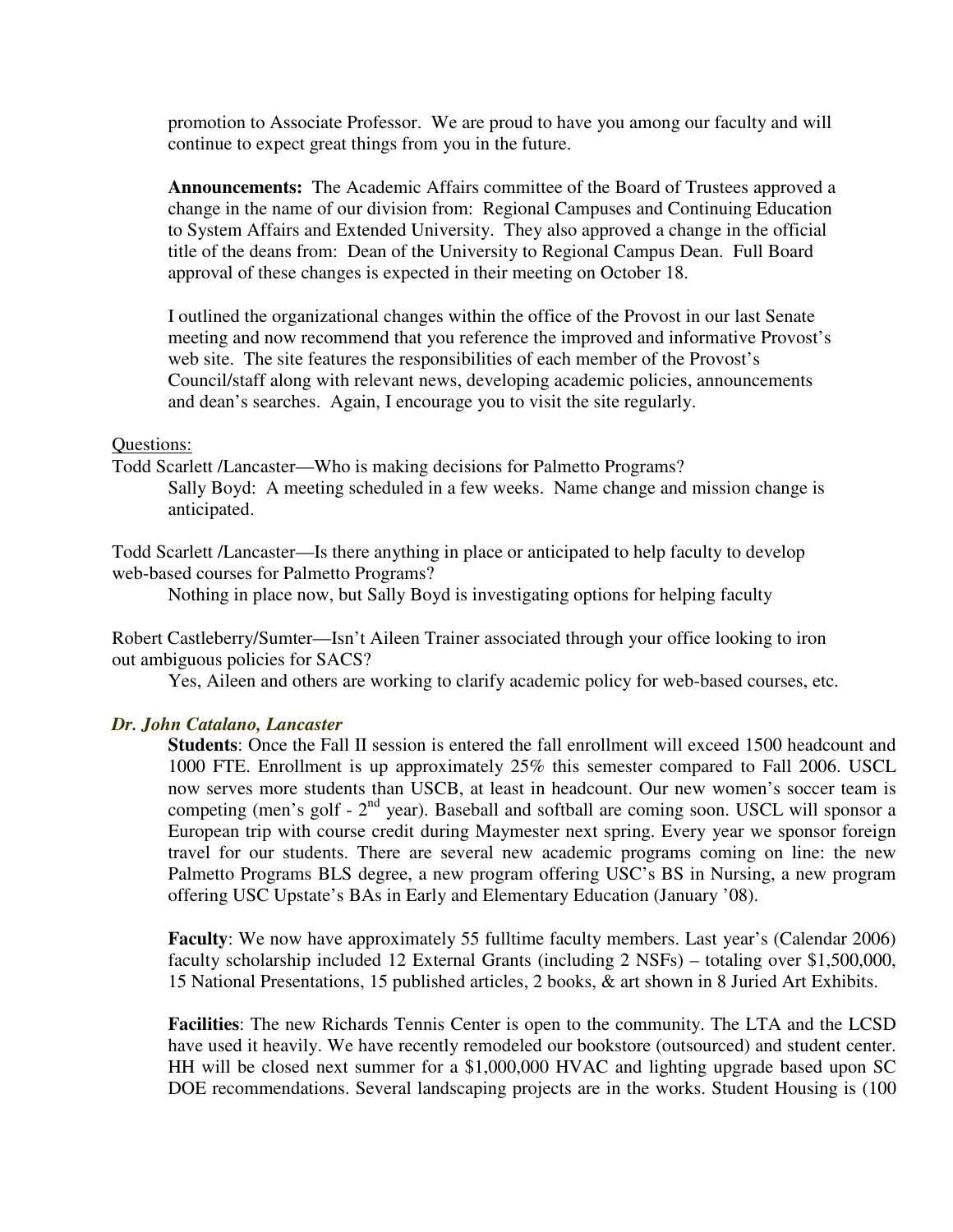promotion to Associate Professor. We are proud to have you among our faculty and will continue to expect great things from you in the future.

**Announcements:** The Academic Affairs committee of the Board of Trustees approved a change in the name of our division from: Regional Campuses and Continuing Education to System Affairs and Extended University. They also approved a change in the official title of the deans from: Dean of the University to Regional Campus Dean. Full Board approval of these changes is expected in their meeting on October 18.

I outlined the organizational changes within the office of the Provost in our last Senate meeting and now recommend that you reference the improved and informative Provost's web site. The site features the responsibilities of each member of the Provost's Council/staff along with relevant news, developing academic policies, announcements and dean's searches. Again, I encourage you to visit the site regularly.

Questions:

Todd Scarlett /Lancaster—Who is making decisions for Palmetto Programs?

Sally Boyd: A meeting scheduled in a few weeks. Name change and mission change is anticipated.

Todd Scarlett /Lancaster—Is there anything in place or anticipated to help faculty to develop web-based courses for Palmetto Programs?

Nothing in place now, but Sally Boyd is investigating options for helping faculty

Robert Castleberry/Sumter—Isn't Aileen Trainer associated through your office looking to iron out ambiguous policies for SACS?

Yes, Aileen and others are working to clarify academic policy for web-based courses, etc.

***Dr. John Catalano, Lancaster***

**Students**: Once the Fall II session is entered the fall enrollment will exceed 1500 headcount and 1000 FTE. Enrollment is up approximately 25% this semester compared to Fall 2006. USCL now serves more students than USCB, at least in headcount. Our new women's soccer team is competing (men's golf - 2nd year). Baseball and softball are coming soon. USCL will sponsor a European trip with course credit during Maymester next spring. Every year we sponsor foreign travel for our students. There are several new academic programs coming on line: the new Palmetto Programs BLS degree, a new program offering USC's BS in Nursing, a new program offering USC Upstate's BAs in Early and Elementary Education (January '08).

**Faculty**: We now have approximately 55 fulltime faculty members. Last year's (Calendar 2006) faculty scholarship included 12 External Grants (including 2 NSFs) – totaling over $1,500,000, 15 National Presentations, 15 published articles, 2 books, & art shown in 8 Juried Art Exhibits.

**Facilities**: The new Richards Tennis Center is open to the community. The LTA and the LCSD have used it heavily. We have recently remodeled our bookstore (outsourced) and student center. HH will be closed next summer for a $1,000,000 HVAC and lighting upgrade based upon SC DOE recommendations. Several landscaping projects are in the works. Student Housing is (100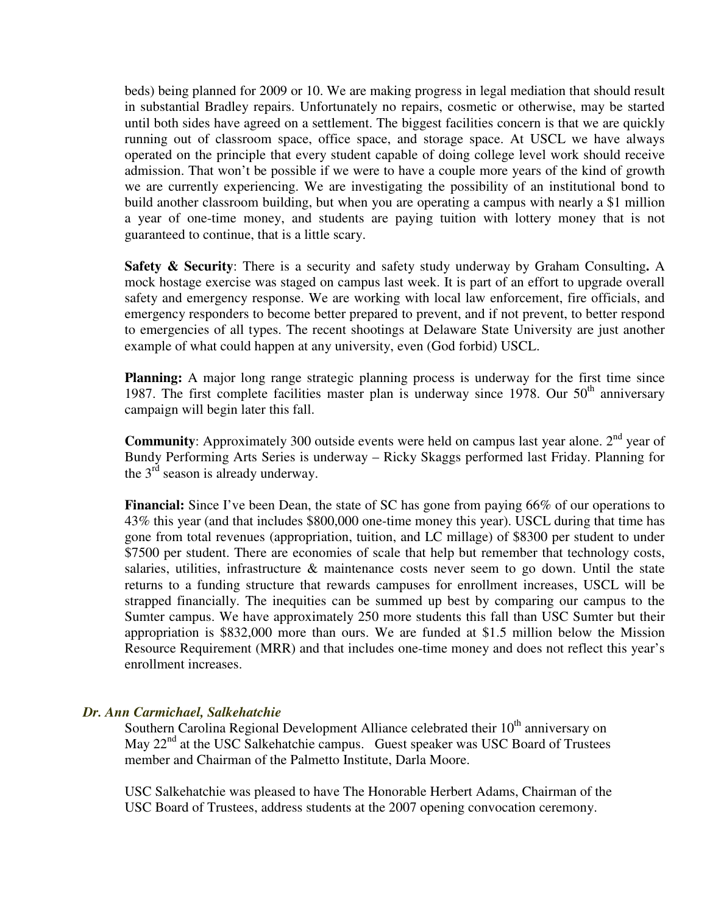beds) being planned for 2009 or 10. We are making progress in legal mediation that should result in substantial Bradley repairs. Unfortunately no repairs, cosmetic or otherwise, may be started until both sides have agreed on a settlement. The biggest facilities concern is that we are quickly running out of classroom space, office space, and storage space. At USCL we have always operated on the principle that every student capable of doing college level work should receive admission. That won't be possible if we were to have a couple more years of the kind of growth we are currently experiencing. We are investigating the possibility of an institutional bond to build another classroom building, but when you are operating a campus with nearly a $1 million a year of one-time money, and students are paying tuition with lottery money that is not guaranteed to continue, that is a little scary.

**Safety & Security**: There is a security and safety study underway by Graham Consulting**.** A mock hostage exercise was staged on campus last week. It is part of an effort to upgrade overall safety and emergency response. We are working with local law enforcement, fire officials, and emergency responders to become better prepared to prevent, and if not prevent, to better respond to emergencies of all types. The recent shootings at Delaware State University are just another example of what could happen at any university, even (God forbid) USCL.

**Planning:** A major long range strategic planning process is underway for the first time since 1987. The first complete facilities master plan is underway since 1978. Our 50th anniversary campaign will begin later this fall.

**Community**: Approximately 300 outside events were held on campus last year alone. 2nd year of Bundy Performing Arts Series is underway – Ricky Skaggs performed last Friday. Planning for the 3rd season is already underway.

**Financial:** Since I've been Dean, the state of SC has gone from paying 66% of our operations to 43% this year (and that includes $800,000 one-time money this year). USCL during that time has gone from total revenues (appropriation, tuition, and LC millage) of $8300 per student to under $7500 per student. There are economies of scale that help but remember that technology costs, salaries, utilities, infrastructure & maintenance costs never seem to go down. Until the state returns to a funding structure that rewards campuses for enrollment increases, USCL will be strapped financially. The inequities can be summed up best by comparing our campus to the Sumter campus. We have approximately 250 more students this fall than USC Sumter but their appropriation is $832,000 more than ours. We are funded at $1.5 million below the Mission Resource Requirement (MRR) and that includes one-time money and does not reflect this year's enrollment increases.

***Dr. Ann Carmichael, Salkehatchie***

Southern Carolina Regional Development Alliance celebrated their 10th anniversary on May 22nd at the USC Salkehatchie campus. Guest speaker was USC Board of Trustees member and Chairman of the Palmetto Institute, Darla Moore.

USC Salkehatchie was pleased to have The Honorable Herbert Adams, Chairman of the USC Board of Trustees, address students at the 2007 opening convocation ceremony.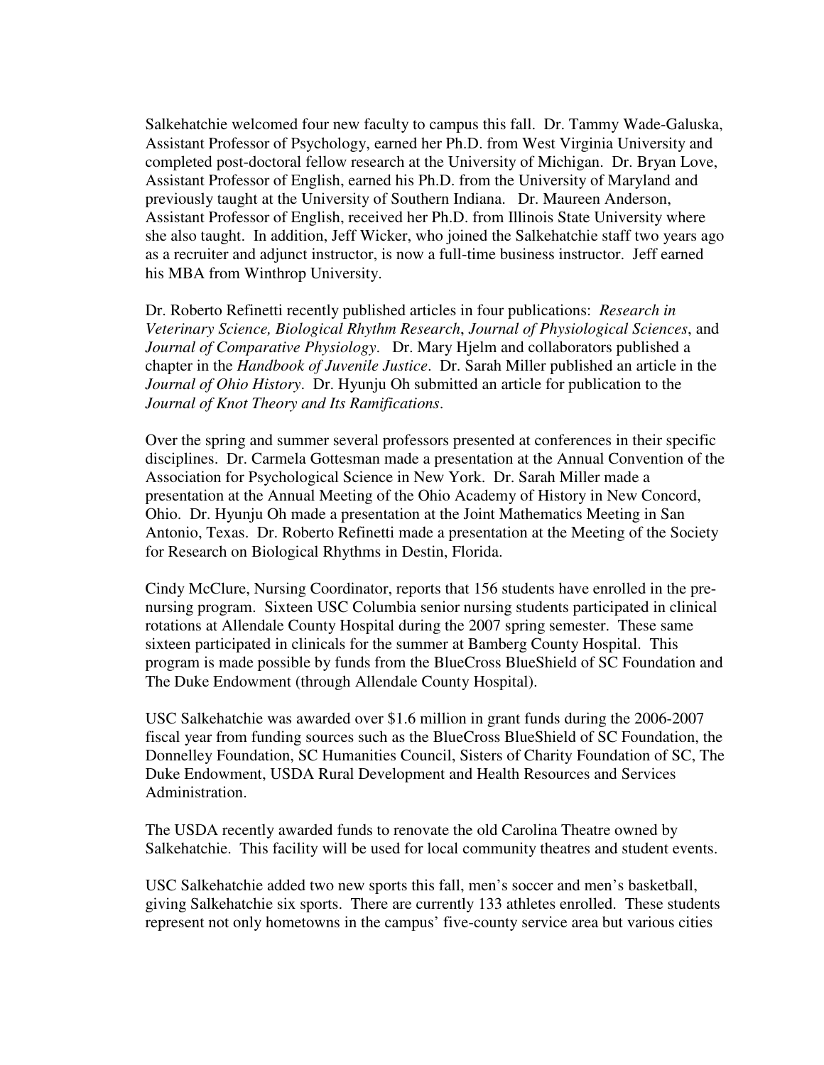Salkehatchie welcomed four new faculty to campus this fall. Dr. Tammy Wade-Galuska, Assistant Professor of Psychology, earned her Ph.D. from West Virginia University and completed post-doctoral fellow research at the University of Michigan. Dr. Bryan Love, Assistant Professor of English, earned his Ph.D. from the University of Maryland and previously taught at the University of Southern Indiana. Dr. Maureen Anderson, Assistant Professor of English, received her Ph.D. from Illinois State University where she also taught. In addition, Jeff Wicker, who joined the Salkehatchie staff two years ago as a recruiter and adjunct instructor, is now a full-time business instructor. Jeff earned his MBA from Winthrop University.

Dr. Roberto Refinetti recently published articles in four publications: *Research in Veterinary Science, Biological Rhythm Research*, *Journal of Physiological Sciences*, and *Journal of Comparative Physiology*. Dr. Mary Hjelm and collaborators published a chapter in the *Handbook of Juvenile Justice*. Dr. Sarah Miller published an article in the *Journal of Ohio History*. Dr. Hyunju Oh submitted an article for publication to the *Journal of Knot Theory and Its Ramifications*.

Over the spring and summer several professors presented at conferences in their specific disciplines. Dr. Carmela Gottesman made a presentation at the Annual Convention of the Association for Psychological Science in New York. Dr. Sarah Miller made a presentation at the Annual Meeting of the Ohio Academy of History in New Concord, Ohio. Dr. Hyunju Oh made a presentation at the Joint Mathematics Meeting in San Antonio, Texas. Dr. Roberto Refinetti made a presentation at the Meeting of the Society for Research on Biological Rhythms in Destin, Florida.

Cindy McClure, Nursing Coordinator, reports that 156 students have enrolled in the pre-nursing program. Sixteen USC Columbia senior nursing students participated in clinical rotations at Allendale County Hospital during the 2007 spring semester. These same sixteen participated in clinicals for the summer at Bamberg County Hospital. This program is made possible by funds from the BlueCross BlueShield of SC Foundation and The Duke Endowment (through Allendale County Hospital).

USC Salkehatchie was awarded over $1.6 million in grant funds during the 2006-2007 fiscal year from funding sources such as the BlueCross BlueShield of SC Foundation, the Donnelley Foundation, SC Humanities Council, Sisters of Charity Foundation of SC, The Duke Endowment, USDA Rural Development and Health Resources and Services Administration.

The USDA recently awarded funds to renovate the old Carolina Theatre owned by Salkehatchie. This facility will be used for local community theatres and student events.

USC Salkehatchie added two new sports this fall, men's soccer and men's basketball, giving Salkehatchie six sports. There are currently 133 athletes enrolled. These students represent not only hometowns in the campus' five-county service area but various cities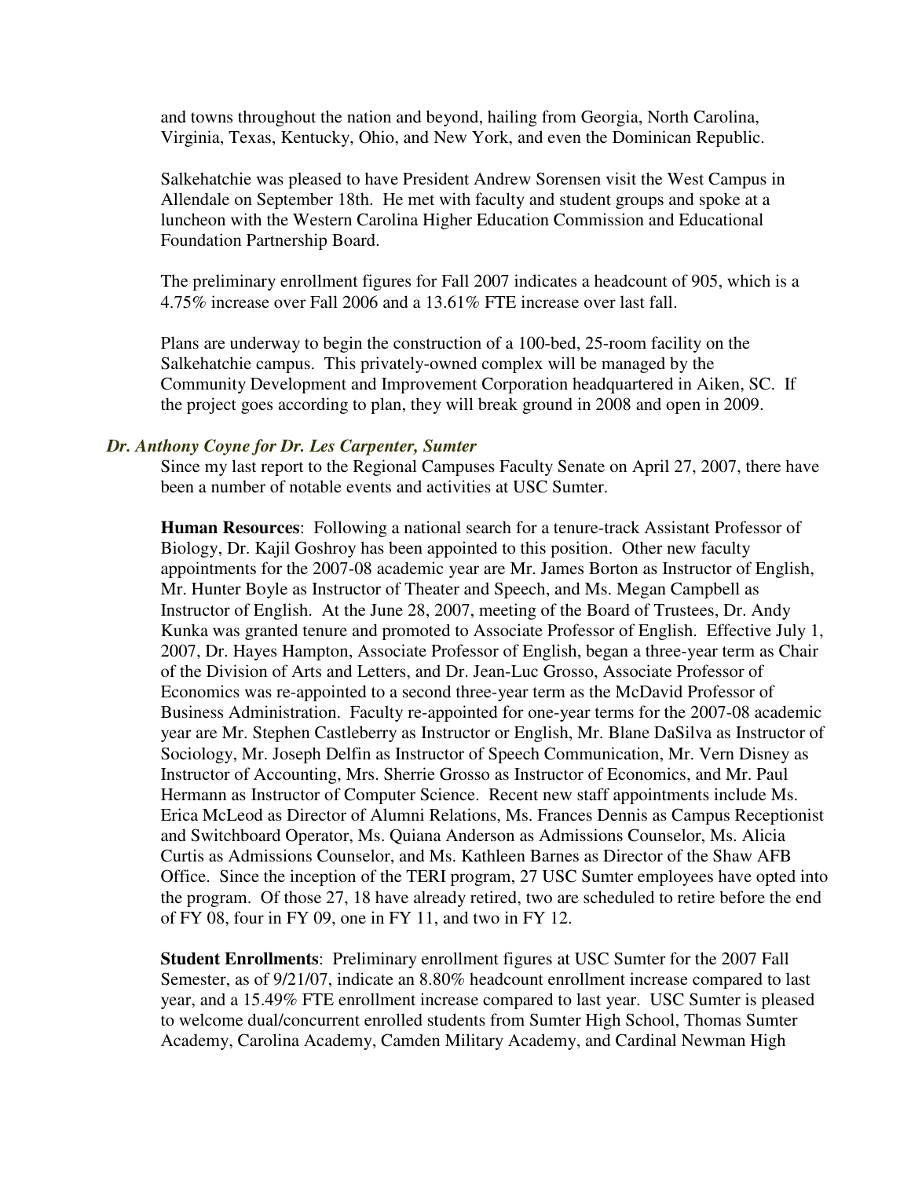and towns throughout the nation and beyond, hailing from Georgia, North Carolina, Virginia, Texas, Kentucky, Ohio, and New York, and even the Dominican Republic.

Salkehatchie was pleased to have President Andrew Sorensen visit the West Campus in Allendale on September 18th. He met with faculty and student groups and spoke at a luncheon with the Western Carolina Higher Education Commission and Educational Foundation Partnership Board.

The preliminary enrollment figures for Fall 2007 indicates a headcount of 905, which is a 4.75% increase over Fall 2006 and a 13.61% FTE increase over last fall.

Plans are underway to begin the construction of a 100-bed, 25-room facility on the Salkehatchie campus. This privately-owned complex will be managed by the Community Development and Improvement Corporation headquartered in Aiken, SC. If the project goes according to plan, they will break ground in 2008 and open in 2009.

***Dr. Anthony Coyne for Dr. Les Carpenter, Sumter***

Since my last report to the Regional Campuses Faculty Senate on April 27, 2007, there have been a number of notable events and activities at USC Sumter.

**Human Resources**: Following a national search for a tenure-track Assistant Professor of Biology, Dr. Kajil Goshroy has been appointed to this position. Other new faculty appointments for the 2007-08 academic year are Mr. James Borton as Instructor of English, Mr. Hunter Boyle as Instructor of Theater and Speech, and Ms. Megan Campbell as Instructor of English. At the June 28, 2007, meeting of the Board of Trustees, Dr. Andy Kunka was granted tenure and promoted to Associate Professor of English. Effective July 1, 2007, Dr. Hayes Hampton, Associate Professor of English, began a three-year term as Chair of the Division of Arts and Letters, and Dr. Jean-Luc Grosso, Associate Professor of Economics was re-appointed to a second three-year term as the McDavid Professor of Business Administration. Faculty re-appointed for one-year terms for the 2007-08 academic year are Mr. Stephen Castleberry as Instructor or English, Mr. Blane DaSilva as Instructor of Sociology, Mr. Joseph Delfin as Instructor of Speech Communication, Mr. Vern Disney as Instructor of Accounting, Mrs. Sherrie Grosso as Instructor of Economics, and Mr. Paul Hermann as Instructor of Computer Science. Recent new staff appointments include Ms. Erica McLeod as Director of Alumni Relations, Ms. Frances Dennis as Campus Receptionist and Switchboard Operator, Ms. Quiana Anderson as Admissions Counselor, Ms. Alicia Curtis as Admissions Counselor, and Ms. Kathleen Barnes as Director of the Shaw AFB Office. Since the inception of the TERI program, 27 USC Sumter employees have opted into the program. Of those 27, 18 have already retired, two are scheduled to retire before the end of FY 08, four in FY 09, one in FY 11, and two in FY 12.

**Student Enrollments**: Preliminary enrollment figures at USC Sumter for the 2007 Fall Semester, as of 9/21/07, indicate an 8.80% headcount enrollment increase compared to last year, and a 15.49% FTE enrollment increase compared to last year. USC Sumter is pleased to welcome dual/concurrent enrolled students from Sumter High School, Thomas Sumter Academy, Carolina Academy, Camden Military Academy, and Cardinal Newman High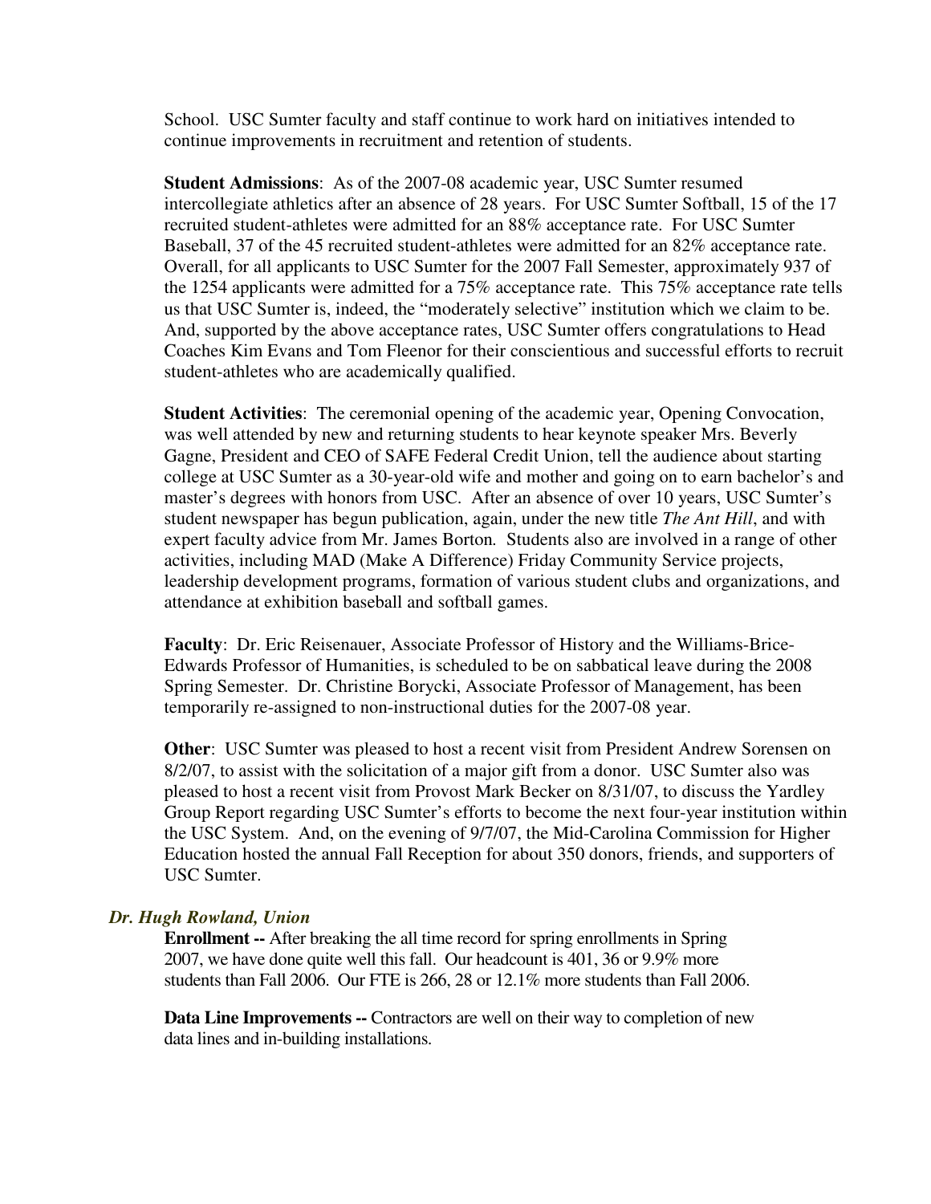School. USC Sumter faculty and staff continue to work hard on initiatives intended to continue improvements in recruitment and retention of students.

**Student Admissions**: As of the 2007-08 academic year, USC Sumter resumed intercollegiate athletics after an absence of 28 years. For USC Sumter Softball, 15 of the 17 recruited student-athletes were admitted for an 88% acceptance rate. For USC Sumter Baseball, 37 of the 45 recruited student-athletes were admitted for an 82% acceptance rate. Overall, for all applicants to USC Sumter for the 2007 Fall Semester, approximately 937 of the 1254 applicants were admitted for a 75% acceptance rate. This 75% acceptance rate tells us that USC Sumter is, indeed, the "moderately selective" institution which we claim to be. And, supported by the above acceptance rates, USC Sumter offers congratulations to Head Coaches Kim Evans and Tom Fleenor for their conscientious and successful efforts to recruit student-athletes who are academically qualified.

**Student Activities**: The ceremonial opening of the academic year, Opening Convocation, was well attended by new and returning students to hear keynote speaker Mrs. Beverly Gagne, President and CEO of SAFE Federal Credit Union, tell the audience about starting college at USC Sumter as a 30-year-old wife and mother and going on to earn bachelor's and master's degrees with honors from USC. After an absence of over 10 years, USC Sumter's student newspaper has begun publication, again, under the new title *The Ant Hill*, and with expert faculty advice from Mr. James Borton. Students also are involved in a range of other activities, including MAD (Make A Difference) Friday Community Service projects, leadership development programs, formation of various student clubs and organizations, and attendance at exhibition baseball and softball games.

**Faculty**: Dr. Eric Reisenauer, Associate Professor of History and the Williams-Brice-Edwards Professor of Humanities, is scheduled to be on sabbatical leave during the 2008 Spring Semester. Dr. Christine Borycki, Associate Professor of Management, has been temporarily re-assigned to non-instructional duties for the 2007-08 year.

**Other**: USC Sumter was pleased to host a recent visit from President Andrew Sorensen on 8/2/07, to assist with the solicitation of a major gift from a donor. USC Sumter also was pleased to host a recent visit from Provost Mark Becker on 8/31/07, to discuss the Yardley Group Report regarding USC Sumter's efforts to become the next four-year institution within the USC System. And, on the evening of 9/7/07, the Mid-Carolina Commission for Higher Education hosted the annual Fall Reception for about 350 donors, friends, and supporters of USC Sumter.

### *Dr. Hugh Rowland, Union*

**Enrollment --** After breaking the all time record for spring enrollments in Spring 2007, we have done quite well this fall. Our headcount is 401, 36 or 9.9% more students than Fall 2006. Our FTE is 266, 28 or 12.1% more students than Fall 2006.

**Data Line Improvements --** Contractors are well on their way to completion of new data lines and in-building installations.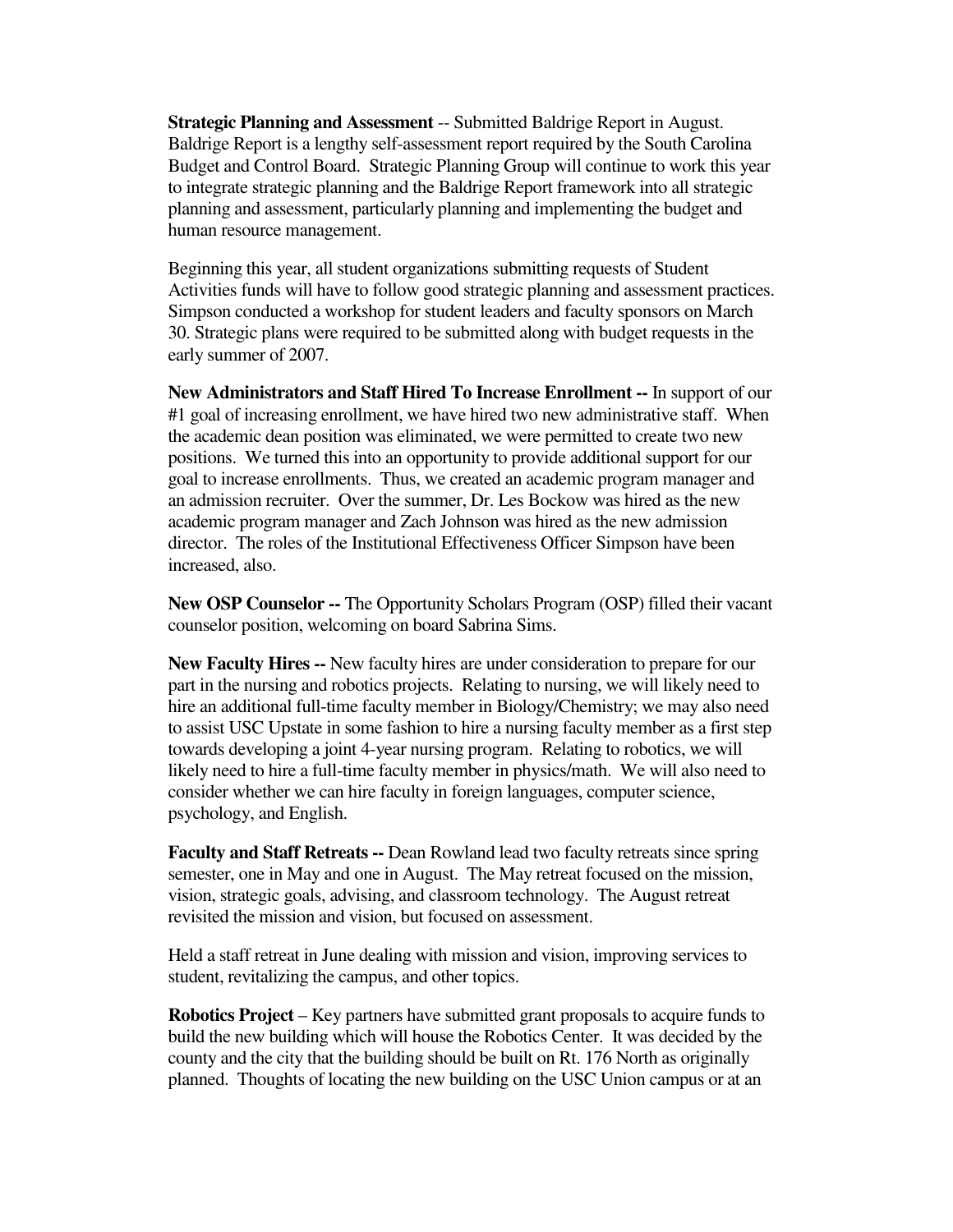**Strategic Planning and Assessment** -- Submitted Baldrige Report in August. Baldrige Report is a lengthy self-assessment report required by the South Carolina Budget and Control Board. Strategic Planning Group will continue to work this year to integrate strategic planning and the Baldrige Report framework into all strategic planning and assessment, particularly planning and implementing the budget and human resource management.

Beginning this year, all student organizations submitting requests of Student Activities funds will have to follow good strategic planning and assessment practices. Simpson conducted a workshop for student leaders and faculty sponsors on March 30. Strategic plans were required to be submitted along with budget requests in the early summer of 2007.

**New Administrators and Staff Hired To Increase Enrollment --** In support of our #1 goal of increasing enrollment, we have hired two new administrative staff. When the academic dean position was eliminated, we were permitted to create two new positions. We turned this into an opportunity to provide additional support for our goal to increase enrollments. Thus, we created an academic program manager and an admission recruiter. Over the summer, Dr. Les Bockow was hired as the new academic program manager and Zach Johnson was hired as the new admission director. The roles of the Institutional Effectiveness Officer Simpson have been increased, also.

**New OSP Counselor --** The Opportunity Scholars Program (OSP) filled their vacant counselor position, welcoming on board Sabrina Sims.

**New Faculty Hires --** New faculty hires are under consideration to prepare for our part in the nursing and robotics projects. Relating to nursing, we will likely need to hire an additional full-time faculty member in Biology/Chemistry; we may also need to assist USC Upstate in some fashion to hire a nursing faculty member as a first step towards developing a joint 4-year nursing program. Relating to robotics, we will likely need to hire a full-time faculty member in physics/math. We will also need to consider whether we can hire faculty in foreign languages, computer science, psychology, and English.

**Faculty and Staff Retreats --** Dean Rowland lead two faculty retreats since spring semester, one in May and one in August. The May retreat focused on the mission, vision, strategic goals, advising, and classroom technology. The August retreat revisited the mission and vision, but focused on assessment.

Held a staff retreat in June dealing with mission and vision, improving services to student, revitalizing the campus, and other topics.

**Robotics Project** – Key partners have submitted grant proposals to acquire funds to build the new building which will house the Robotics Center. It was decided by the county and the city that the building should be built on Rt. 176 North as originally planned. Thoughts of locating the new building on the USC Union campus or at an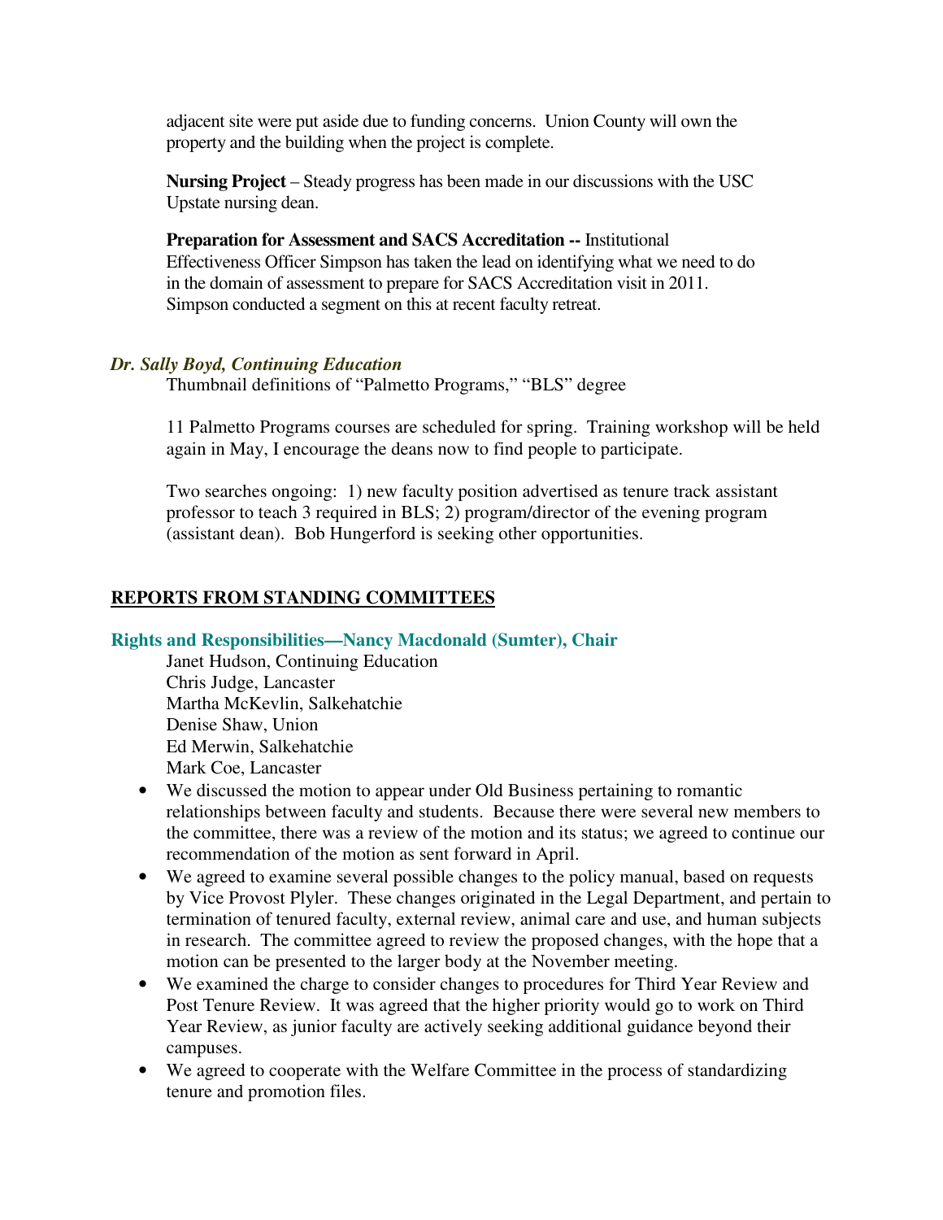adjacent site were put aside due to funding concerns. Union County will own the property and the building when the project is complete.

**Nursing Project** – Steady progress has been made in our discussions with the USC Upstate nursing dean.

**Preparation for Assessment and SACS Accreditation --** Institutional Effectiveness Officer Simpson has taken the lead on identifying what we need to do in the domain of assessment to prepare for SACS Accreditation visit in 2011. Simpson conducted a segment on this at recent faculty retreat.

***Dr. Sally Boyd, Continuing Education***

Thumbnail definitions of "Palmetto Programs," "BLS" degree

11 Palmetto Programs courses are scheduled for spring. Training workshop will be held again in May, I encourage the deans now to find people to participate.

Two searches ongoing: 1) new faculty position advertised as tenure track assistant professor to teach 3 required in BLS; 2) program/director of the evening program (assistant dean). Bob Hungerford is seeking other opportunities.

## REPORTS FROM STANDING COMMITTEES

**Rights and Responsibilities—Nancy Macdonald (Sumter), Chair**

Janet Hudson, Continuing Education
Chris Judge, Lancaster
Martha McKevlin, Salkehatchie
Denise Shaw, Union
Ed Merwin, Salkehatchie
Mark Coe, Lancaster

- We discussed the motion to appear under Old Business pertaining to romantic relationships between faculty and students. Because there were several new members to the committee, there was a review of the motion and its status; we agreed to continue our recommendation of the motion as sent forward in April.
- We agreed to examine several possible changes to the policy manual, based on requests by Vice Provost Plyler. These changes originated in the Legal Department, and pertain to termination of tenured faculty, external review, animal care and use, and human subjects in research. The committee agreed to review the proposed changes, with the hope that a motion can be presented to the larger body at the November meeting.
- We examined the charge to consider changes to procedures for Third Year Review and Post Tenure Review. It was agreed that the higher priority would go to work on Third Year Review, as junior faculty are actively seeking additional guidance beyond their campuses.
- We agreed to cooperate with the Welfare Committee in the process of standardizing tenure and promotion files.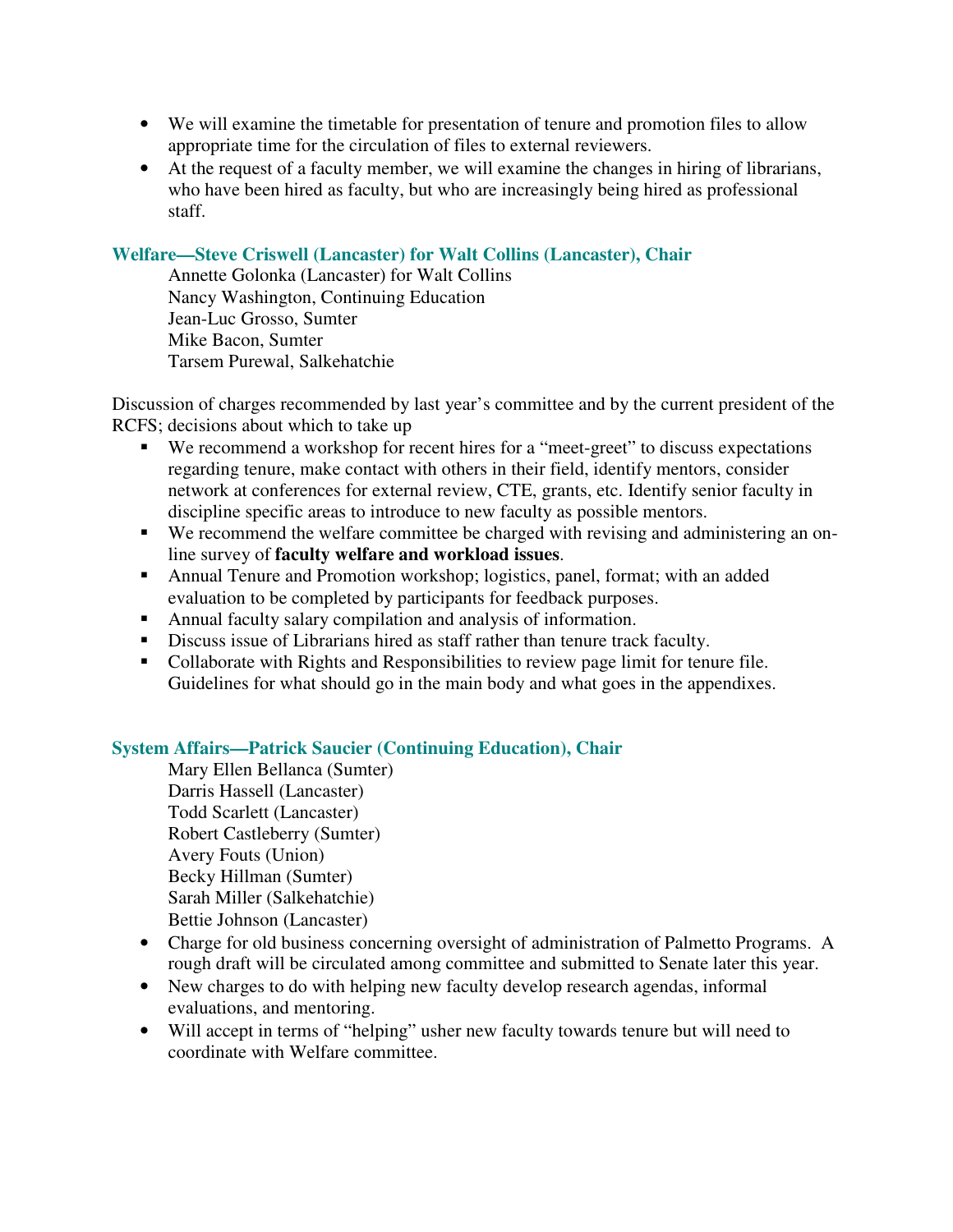- We will examine the timetable for presentation of tenure and promotion files to allow appropriate time for the circulation of files to external reviewers.
- At the request of a faculty member, we will examine the changes in hiring of librarians, who have been hired as faculty, but who are increasingly being hired as professional staff.

### Welfare—Steve Criswell (Lancaster) for Walt Collins (Lancaster), Chair

Annette Golonka (Lancaster) for Walt Collins
Nancy Washington, Continuing Education
Jean-Luc Grosso, Sumter
Mike Bacon, Sumter
Tarsem Purewal, Salkehatchie

Discussion of charges recommended by last year's committee and by the current president of the RCFS; decisions about which to take up

- We recommend a workshop for recent hires for a "meet-greet" to discuss expectations regarding tenure, make contact with others in their field, identify mentors, consider network at conferences for external review, CTE, grants, etc. Identify senior faculty in discipline specific areas to introduce to new faculty as possible mentors.
- We recommend the welfare committee be charged with revising and administering an on-line survey of **faculty welfare and workload issues**.
- Annual Tenure and Promotion workshop; logistics, panel, format; with an added evaluation to be completed by participants for feedback purposes.
- Annual faculty salary compilation and analysis of information.
- Discuss issue of Librarians hired as staff rather than tenure track faculty.
- Collaborate with Rights and Responsibilities to review page limit for tenure file. Guidelines for what should go in the main body and what goes in the appendixes.

### System Affairs—Patrick Saucier (Continuing Education), Chair

Mary Ellen Bellanca (Sumter)
Darris Hassell (Lancaster)
Todd Scarlett (Lancaster)
Robert Castleberry (Sumter)
Avery Fouts (Union)
Becky Hillman (Sumter)
Sarah Miller (Salkehatchie)
Bettie Johnson (Lancaster)

- Charge for old business concerning oversight of administration of Palmetto Programs. A rough draft will be circulated among committee and submitted to Senate later this year.
- New charges to do with helping new faculty develop research agendas, informal evaluations, and mentoring.
- Will accept in terms of "helping" usher new faculty towards tenure but will need to coordinate with Welfare committee.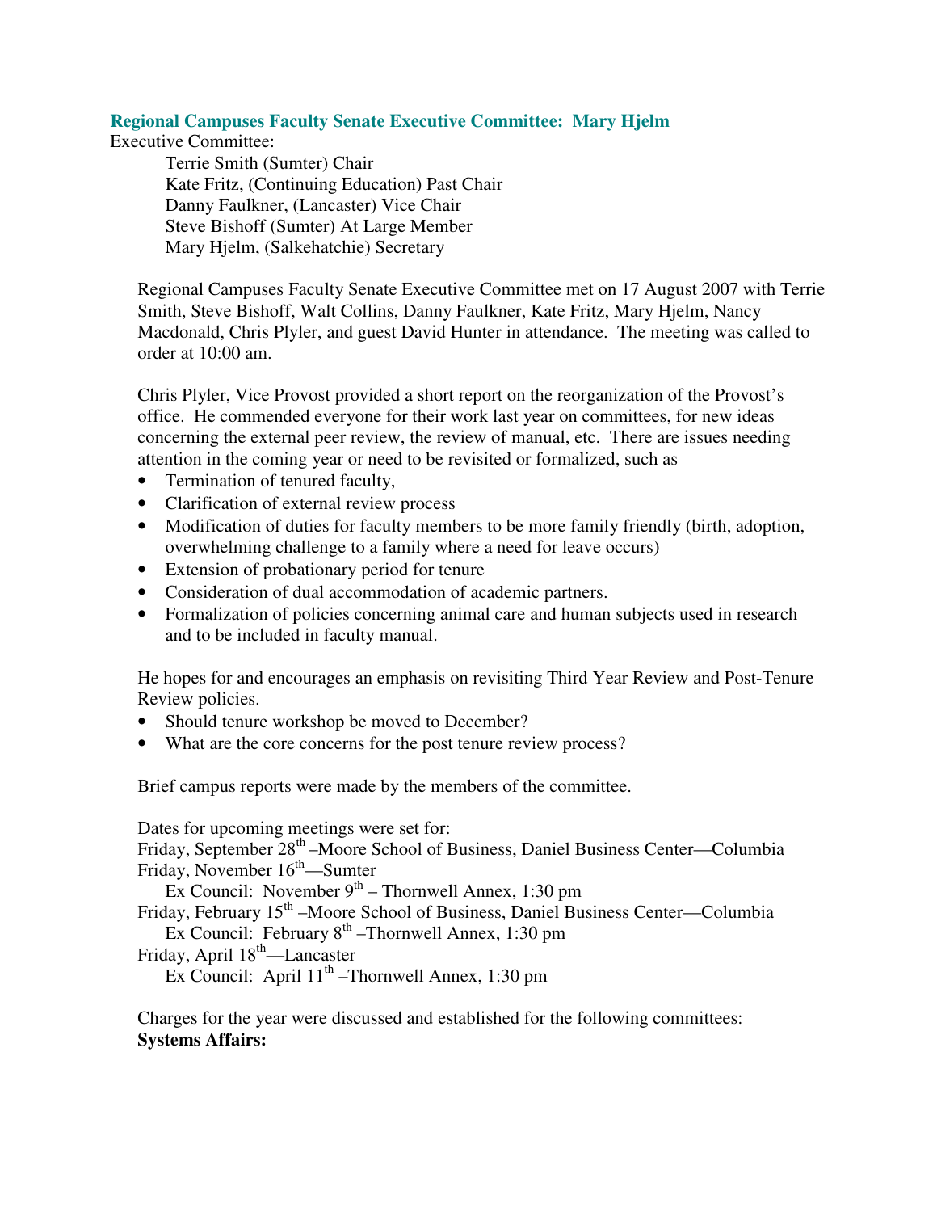### Regional Campuses Faculty Senate Executive Committee: Mary Hjelm

Executive Committee:

Terrie Smith (Sumter) Chair
Kate Fritz, (Continuing Education) Past Chair
Danny Faulkner, (Lancaster) Vice Chair
Steve Bishoff (Sumter) At Large Member
Mary Hjelm, (Salkehatchie) Secretary

Regional Campuses Faculty Senate Executive Committee met on 17 August 2007 with Terrie Smith, Steve Bishoff, Walt Collins, Danny Faulkner, Kate Fritz, Mary Hjelm, Nancy Macdonald, Chris Plyler, and guest David Hunter in attendance. The meeting was called to order at 10:00 am.

Chris Plyler, Vice Provost provided a short report on the reorganization of the Provost's office. He commended everyone for their work last year on committees, for new ideas concerning the external peer review, the review of manual, etc. There are issues needing attention in the coming year or need to be revisited or formalized, such as

- Termination of tenured faculty,
- Clarification of external review process
- Modification of duties for faculty members to be more family friendly (birth, adoption, overwhelming challenge to a family where a need for leave occurs)
- Extension of probationary period for tenure
- Consideration of dual accommodation of academic partners.
- Formalization of policies concerning animal care and human subjects used in research and to be included in faculty manual.

He hopes for and encourages an emphasis on revisiting Third Year Review and Post-Tenure Review policies.

- Should tenure workshop be moved to December?
- What are the core concerns for the post tenure review process?

Brief campus reports were made by the members of the committee.

Dates for upcoming meetings were set for:

Friday, September 28th –Moore School of Business, Daniel Business Center—Columbia
Friday, November 16th—Sumter
  Ex Council: November 9th – Thornwell Annex, 1:30 pm
Friday, February 15th –Moore School of Business, Daniel Business Center—Columbia
  Ex Council: February 8th –Thornwell Annex, 1:30 pm
Friday, April 18th—Lancaster
  Ex Council: April 11th –Thornwell Annex, 1:30 pm

Charges for the year were discussed and established for the following committees:

**Systems Affairs:**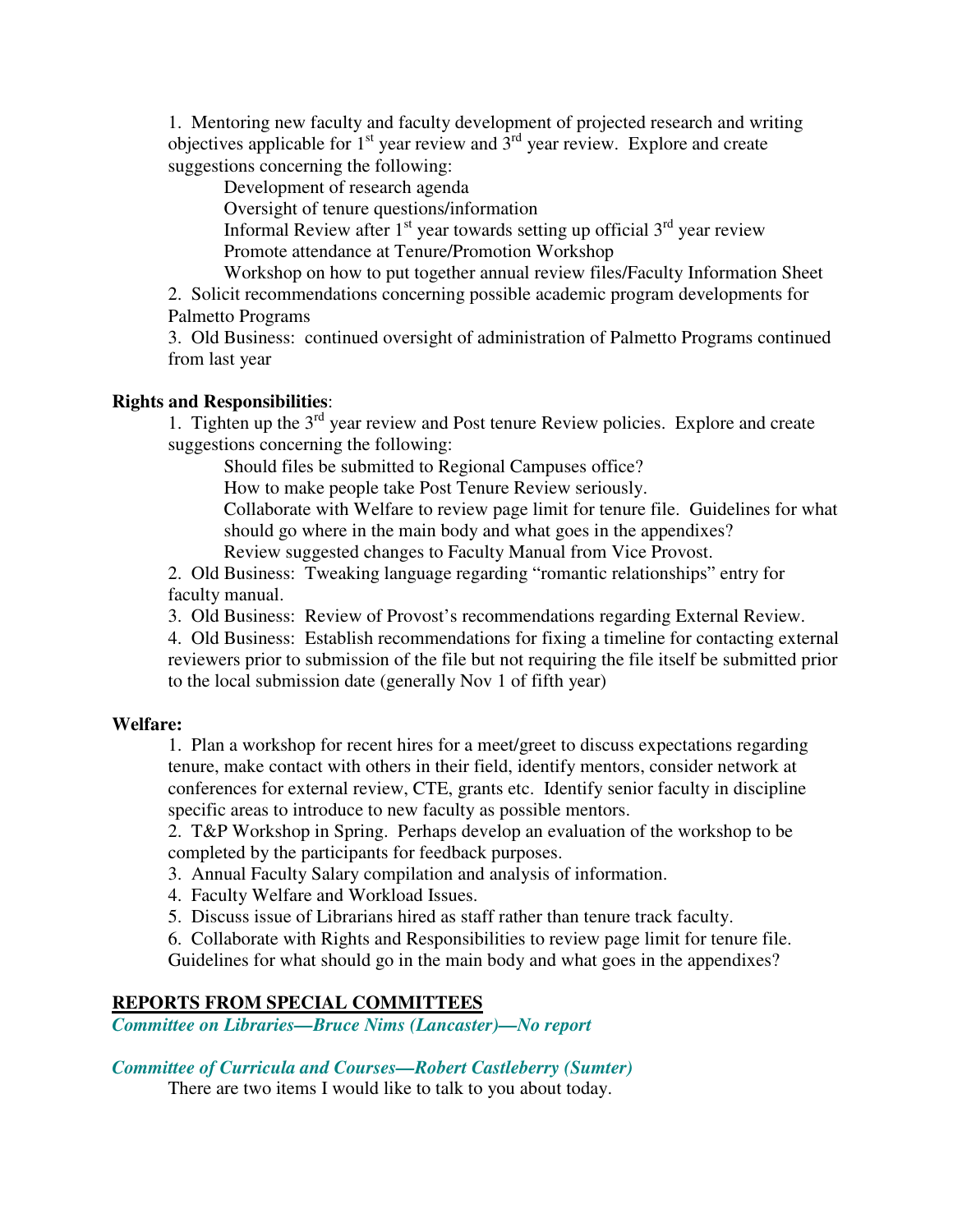1. Mentoring new faculty and faculty development of projected research and writing objectives applicable for 1st year review and 3rd year review. Explore and create suggestions concerning the following:

    Development of research agenda
    Oversight of tenure questions/information
    Informal Review after 1st year towards setting up official 3rd year review
    Promote attendance at Tenure/Promotion Workshop
    Workshop on how to put together annual review files/Faculty Information Sheet

2. Solicit recommendations concerning possible academic program developments for Palmetto Programs

3. Old Business: continued oversight of administration of Palmetto Programs continued from last year

**Rights and Responsibilities**:

1. Tighten up the 3rd year review and Post tenure Review policies. Explore and create suggestions concerning the following:

    Should files be submitted to Regional Campuses office?
    How to make people take Post Tenure Review seriously.
    Collaborate with Welfare to review page limit for tenure file. Guidelines for what should go where in the main body and what goes in the appendixes?
    Review suggested changes to Faculty Manual from Vice Provost.

2. Old Business: Tweaking language regarding "romantic relationships" entry for faculty manual.

3. Old Business: Review of Provost's recommendations regarding External Review.

4. Old Business: Establish recommendations for fixing a timeline for contacting external reviewers prior to submission of the file but not requiring the file itself be submitted prior to the local submission date (generally Nov 1 of fifth year)

**Welfare:**

1. Plan a workshop for recent hires for a meet/greet to discuss expectations regarding tenure, make contact with others in their field, identify mentors, consider network at conferences for external review, CTE, grants etc. Identify senior faculty in discipline specific areas to introduce to new faculty as possible mentors.

2. T&P Workshop in Spring. Perhaps develop an evaluation of the workshop to be completed by the participants for feedback purposes.

3. Annual Faculty Salary compilation and analysis of information.

4. Faculty Welfare and Workload Issues.

5. Discuss issue of Librarians hired as staff rather than tenure track faculty.

6. Collaborate with Rights and Responsibilities to review page limit for tenure file. Guidelines for what should go in the main body and what goes in the appendixes?

## REPORTS FROM SPECIAL COMMITTEES

***Committee on Libraries—Bruce Nims (Lancaster)—No report***

***Committee of Curricula and Courses—Robert Castleberry (Sumter)***

There are two items I would like to talk to you about today.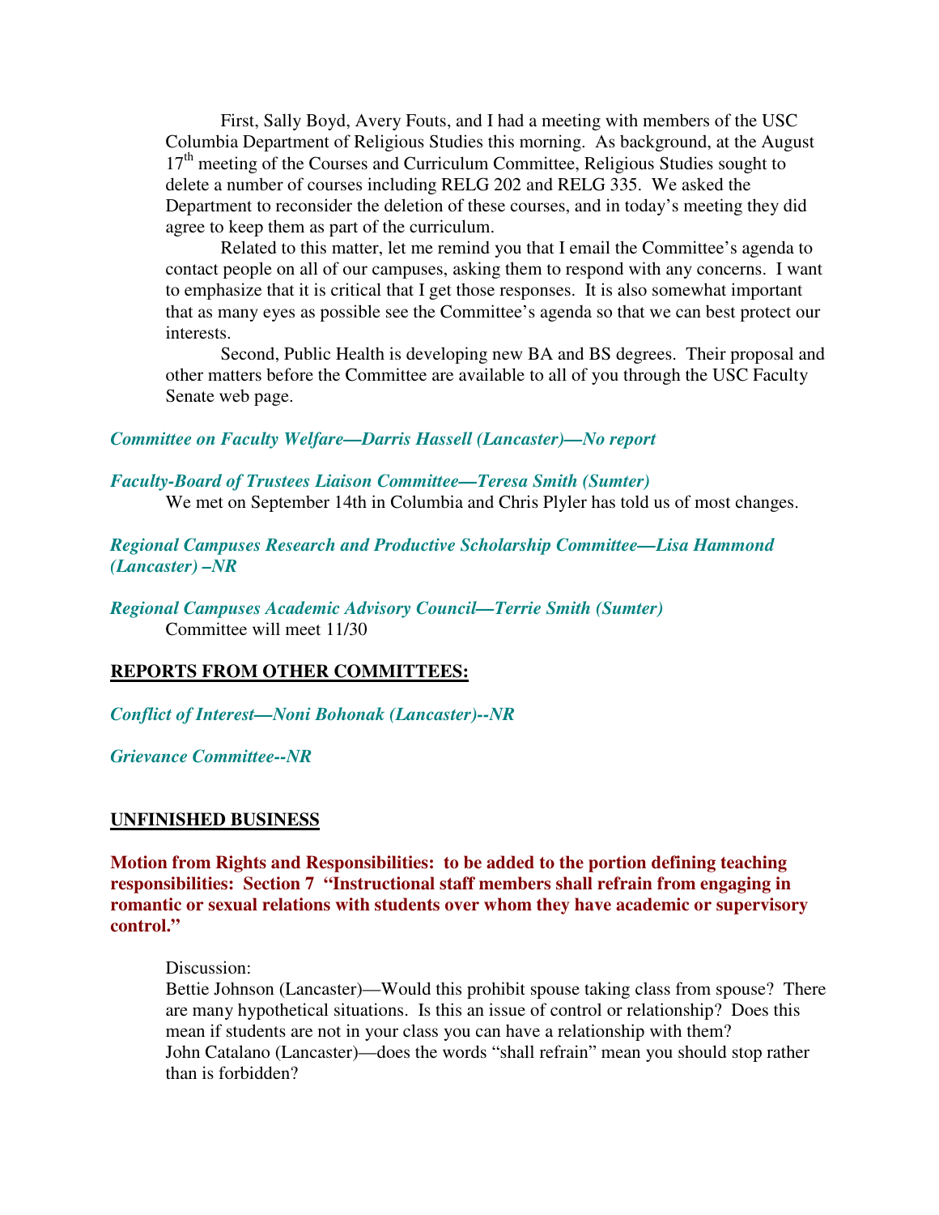First, Sally Boyd, Avery Fouts, and I had a meeting with members of the USC Columbia Department of Religious Studies this morning. As background, at the August 17th meeting of the Courses and Curriculum Committee, Religious Studies sought to delete a number of courses including RELG 202 and RELG 335. We asked the Department to reconsider the deletion of these courses, and in today's meeting they did agree to keep them as part of the curriculum.

Related to this matter, let me remind you that I email the Committee's agenda to contact people on all of our campuses, asking them to respond with any concerns. I want to emphasize that it is critical that I get those responses. It is also somewhat important that as many eyes as possible see the Committee's agenda so that we can best protect our interests.

Second, Public Health is developing new BA and BS degrees. Their proposal and other matters before the Committee are available to all of you through the USC Faculty Senate web page.

***Committee on Faculty Welfare—Darris Hassell (Lancaster)—No report***

***Faculty-Board of Trustees Liaison Committee—Teresa Smith (Sumter)***

We met on September 14th in Columbia and Chris Plyler has told us of most changes.

***Regional Campuses Research and Productive Scholarship Committee—Lisa Hammond (Lancaster) –NR***

***Regional Campuses Academic Advisory Council—Terrie Smith (Sumter)***

Committee will meet 11/30

**REPORTS FROM OTHER COMMITTEES:**

***Conflict of Interest—Noni Bohonak (Lancaster)--NR***

***Grievance Committee--NR***

**UNFINISHED BUSINESS**

**Motion from Rights and Responsibilities: to be added to the portion defining teaching responsibilities: Section 7 "Instructional staff members shall refrain from engaging in romantic or sexual relations with students over whom they have academic or supervisory control."**

Discussion:

Bettie Johnson (Lancaster)—Would this prohibit spouse taking class from spouse? There are many hypothetical situations. Is this an issue of control or relationship? Does this mean if students are not in your class you can have a relationship with them?

John Catalano (Lancaster)—does the words "shall refrain" mean you should stop rather than is forbidden?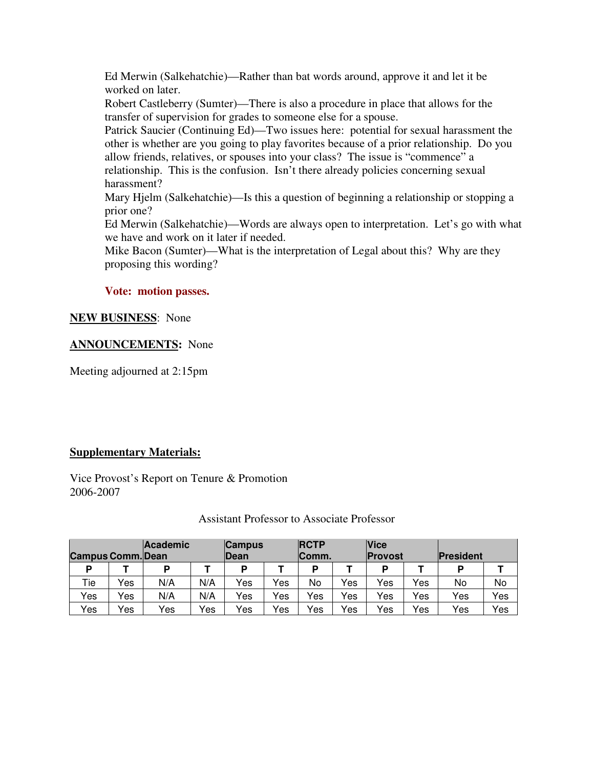Ed Merwin (Salkehatchie)—Rather than bat words around, approve it and let it be worked on later.

Robert Castleberry (Sumter)—There is also a procedure in place that allows for the transfer of supervision for grades to someone else for a spouse.

Patrick Saucier (Continuing Ed)—Two issues here: potential for sexual harassment the other is whether are you going to play favorites because of a prior relationship. Do you allow friends, relatives, or spouses into your class? The issue is "commence" a relationship. This is the confusion. Isn't there already policies concerning sexual harassment?

Mary Hjelm (Salkehatchie)—Is this a question of beginning a relationship or stopping a prior one?

Ed Merwin (Salkehatchie)—Words are always open to interpretation. Let's go with what we have and work on it later if needed.

Mike Bacon (Sumter)—What is the interpretation of Legal about this? Why are they proposing this wording?

**Vote: motion passes.**

**NEW BUSINESS**: None

**ANNOUNCEMENTS:** None

Meeting adjourned at 2:15pm

**Supplementary Materials:**

Vice Provost's Report on Tenure & Promotion
2006-2007

Assistant Professor to Associate Professor

| Campus Comm. | | Academic Dean | | Campus Dean | | RCTP Comm. | | Vice Provost | | President | |
|---|---|---|---|---|---|---|---|---|---|---|---|
| P | T | P | T | P | T | P | T | P | T | P | T |
| Tie | Yes | N/A | N/A | Yes | Yes | No | Yes | Yes | Yes | No | No |
| Yes | Yes | N/A | N/A | Yes | Yes | Yes | Yes | Yes | Yes | Yes | Yes |
| Yes | Yes | Yes | Yes | Yes | Yes | Yes | Yes | Yes | Yes | Yes | Yes |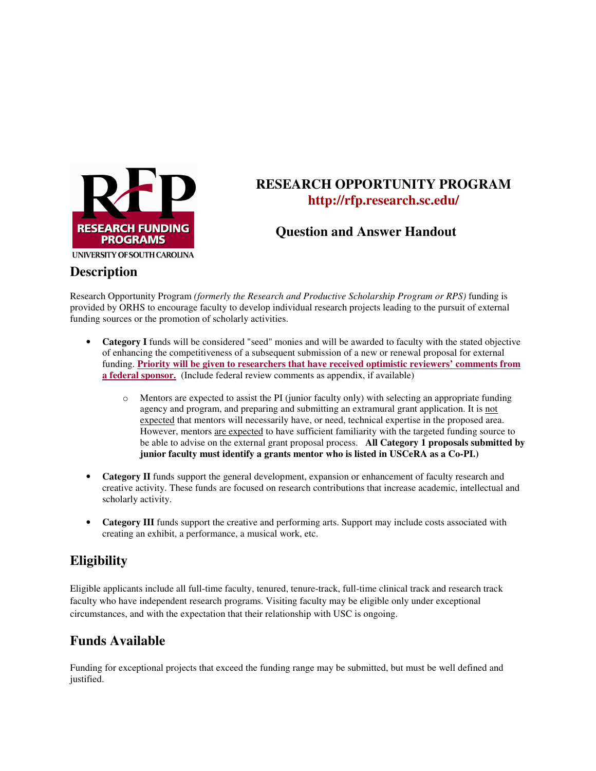RFP
RESEARCH FUNDING PROGRAMS
UNIVERSITY OF SOUTH CAROLINA

# RESEARCH OPPORTUNITY PROGRAM

**http://rfp.research.sc.edu/**

## Question and Answer Handout

## Description

Research Opportunity Program *(formerly the Research and Productive Scholarship Program or RPS)* funding is provided by ORHS to encourage faculty to develop individual research projects leading to the pursuit of external funding sources or the promotion of scholarly activities.

- **Category I** funds will be considered "seed" monies and will be awarded to faculty with the stated objective of enhancing the competitiveness of a subsequent submission of a new or renewal proposal for external funding. **Priority will be given to researchers that have received optimistic reviewers' comments from a federal sponsor.** (Include federal review comments as appendix, if available)
    - Mentors are expected to assist the PI (junior faculty only) with selecting an appropriate funding agency and program, and preparing and submitting an extramural grant application. It is not expected that mentors will necessarily have, or need, technical expertise in the proposed area. However, mentors are expected to have sufficient familiarity with the targeted funding source to be able to advise on the external grant proposal process. **All Category 1 proposals submitted by junior faculty must identify a grants mentor who is listed in USCeRA as a Co-PI.)**
- **Category II** funds support the general development, expansion or enhancement of faculty research and creative activity. These funds are focused on research contributions that increase academic, intellectual and scholarly activity.
- **Category III** funds support the creative and performing arts. Support may include costs associated with creating an exhibit, a performance, a musical work, etc.

## Eligibility

Eligible applicants include all full-time faculty, tenured, tenure-track, full-time clinical track and research track faculty who have independent research programs. Visiting faculty may be eligible only under exceptional circumstances, and with the expectation that their relationship with USC is ongoing.

## Funds Available

Funding for exceptional projects that exceed the funding range may be submitted, but must be well defined and justified.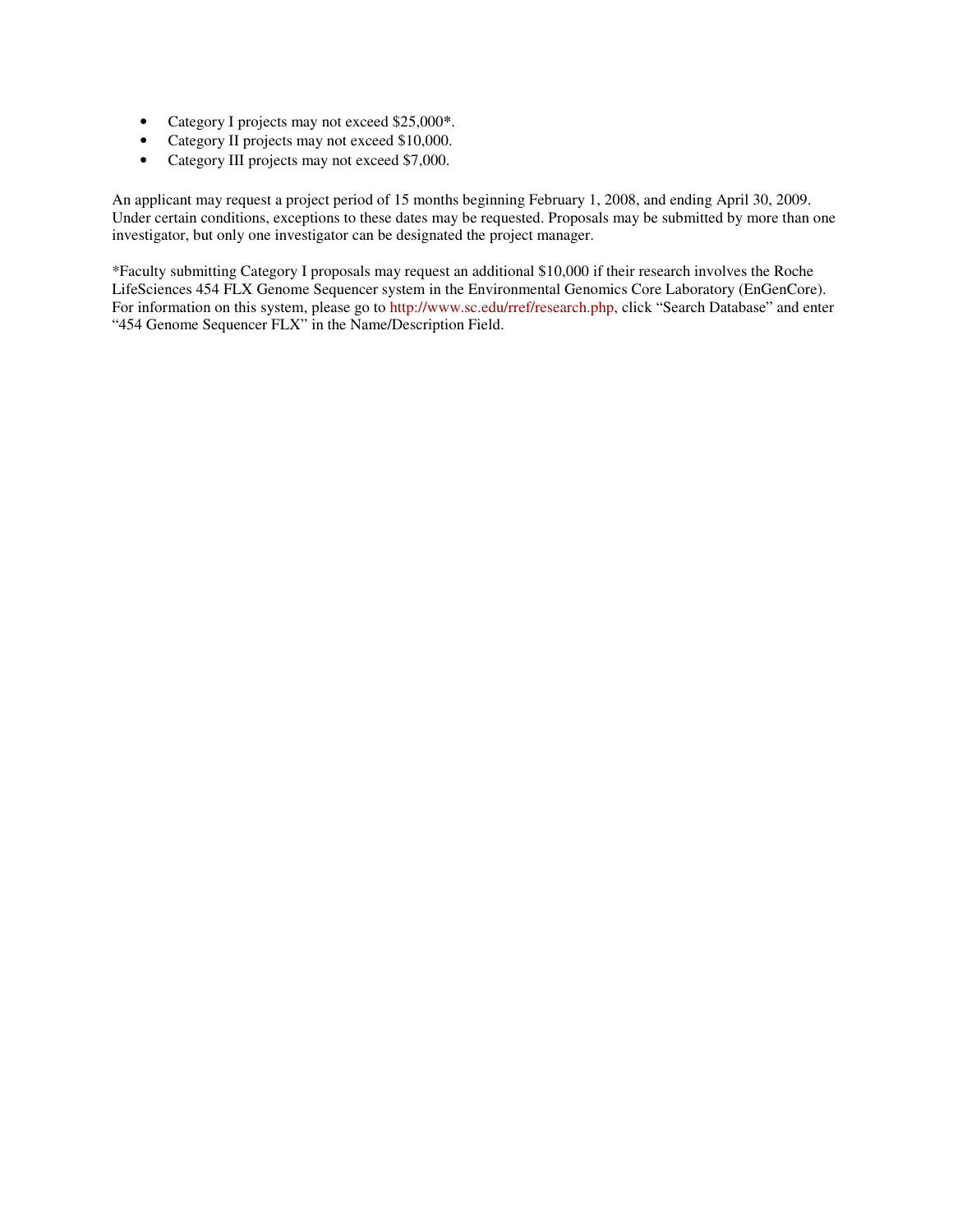- Category I projects may not exceed $25,000*.
- Category II projects may not exceed $10,000.
- Category III projects may not exceed $7,000.

An applicant may request a project period of 15 months beginning February 1, 2008, and ending April 30, 2009. Under certain conditions, exceptions to these dates may be requested. Proposals may be submitted by more than one investigator, but only one investigator can be designated the project manager.

*Faculty submitting Category I proposals may request an additional $10,000 if their research involves the Roche LifeSciences 454 FLX Genome Sequencer system in the Environmental Genomics Core Laboratory (EnGenCore). For information on this system, please go to http://www.sc.edu/rref/research.php, click "Search Database" and enter "454 Genome Sequencer FLX" in the Name/Description Field.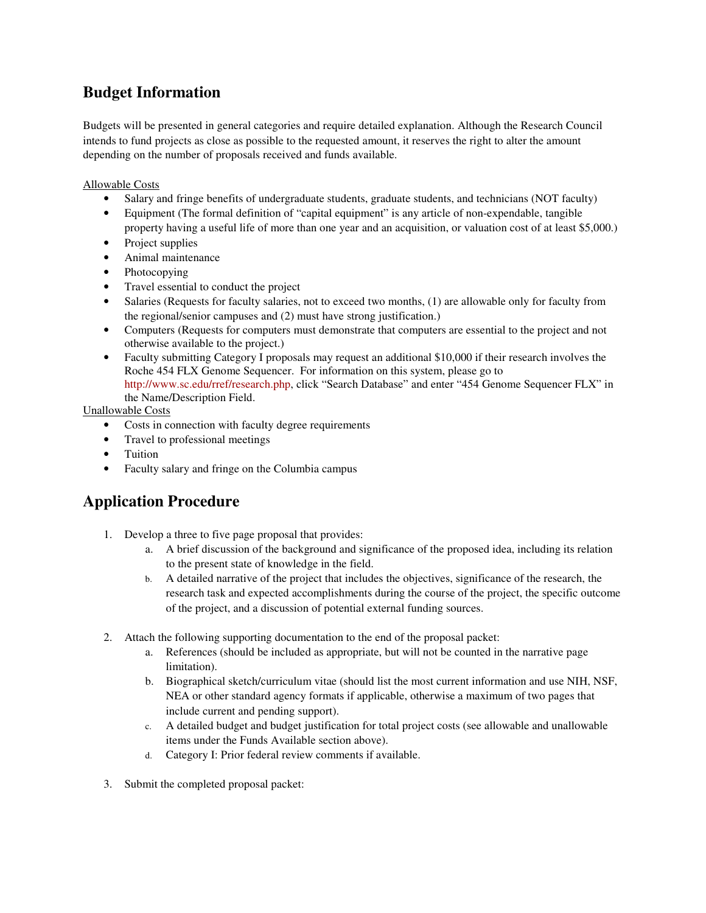## Budget Information

Budgets will be presented in general categories and require detailed explanation. Although the Research Council intends to fund projects as close as possible to the requested amount, it reserves the right to alter the amount depending on the number of proposals received and funds available.

Allowable Costs

- Salary and fringe benefits of undergraduate students, graduate students, and technicians (NOT faculty)
- Equipment (The formal definition of "capital equipment" is any article of non-expendable, tangible property having a useful life of more than one year and an acquisition, or valuation cost of at least $5,000.)
- Project supplies
- Animal maintenance
- Photocopying
- Travel essential to conduct the project
- Salaries (Requests for faculty salaries, not to exceed two months, (1) are allowable only for faculty from the regional/senior campuses and (2) must have strong justification.)
- Computers (Requests for computers must demonstrate that computers are essential to the project and not otherwise available to the project.)
- Faculty submitting Category I proposals may request an additional $10,000 if their research involves the Roche 454 FLX Genome Sequencer. For information on this system, please go to http://www.sc.edu/rref/research.php, click "Search Database" and enter "454 Genome Sequencer FLX" in the Name/Description Field.

Unallowable Costs

- Costs in connection with faculty degree requirements
- Travel to professional meetings
- Tuition
- Faculty salary and fringe on the Columbia campus

## Application Procedure

1. Develop a three to five page proposal that provides:
   a. A brief discussion of the background and significance of the proposed idea, including its relation to the present state of knowledge in the field.
   b. A detailed narrative of the project that includes the objectives, significance of the research, the research task and expected accomplishments during the course of the project, the specific outcome of the project, and a discussion of potential external funding sources.

2. Attach the following supporting documentation to the end of the proposal packet:
   a. References (should be included as appropriate, but will not be counted in the narrative page limitation).
   b. Biographical sketch/curriculum vitae (should list the most current information and use NIH, NSF, NEA or other standard agency formats if applicable, otherwise a maximum of two pages that include current and pending support).
   c. A detailed budget and budget justification for total project costs (see allowable and unallowable items under the Funds Available section above).
   d. Category I: Prior federal review comments if available.

3. Submit the completed proposal packet: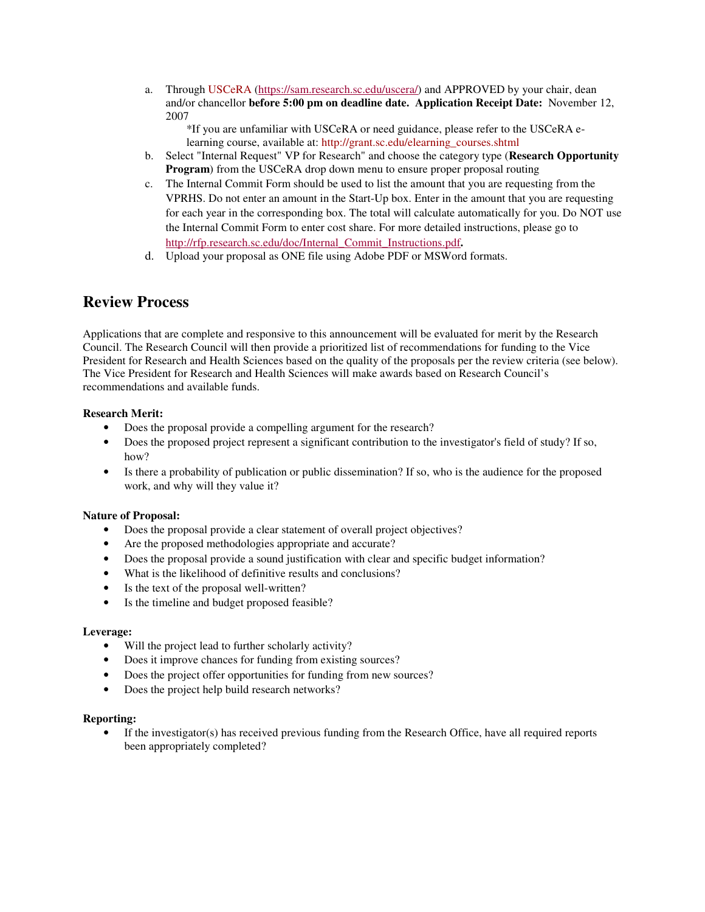a. Through USCeRA (https://sam.research.sc.edu/uscera/) and APPROVED by your chair, dean and/or chancellor **before 5:00 pm on deadline date. Application Receipt Date:** November 12, 2007

   *If you are unfamiliar with USCeRA or need guidance, please refer to the USCeRA e-learning course, available at: http://grant.sc.edu/elearning_courses.shtml

b. Select "Internal Request" VP for Research" and choose the category type (**Research Opportunity Program**) from the USCeRA drop down menu to ensure proper proposal routing

c. The Internal Commit Form should be used to list the amount that you are requesting from the VPRHS. Do not enter an amount in the Start-Up box. Enter in the amount that you are requesting for each year in the corresponding box. The total will calculate automatically for you. Do NOT use the Internal Commit Form to enter cost share. For more detailed instructions, please go to http://rfp.research.sc.edu/doc/Internal_Commit_Instructions.pdf.

d. Upload your proposal as ONE file using Adobe PDF or MSWord formats.

## Review Process

Applications that are complete and responsive to this announcement will be evaluated for merit by the Research Council. The Research Council will then provide a prioritized list of recommendations for funding to the Vice President for Research and Health Sciences based on the quality of the proposals per the review criteria (see below). The Vice President for Research and Health Sciences will make awards based on Research Council's recommendations and available funds.

**Research Merit:**

- Does the proposal provide a compelling argument for the research?
- Does the proposed project represent a significant contribution to the investigator's field of study? If so, how?
- Is there a probability of publication or public dissemination? If so, who is the audience for the proposed work, and why will they value it?

**Nature of Proposal:**

- Does the proposal provide a clear statement of overall project objectives?
- Are the proposed methodologies appropriate and accurate?
- Does the proposal provide a sound justification with clear and specific budget information?
- What is the likelihood of definitive results and conclusions?
- Is the text of the proposal well-written?
- Is the timeline and budget proposed feasible?

**Leverage:**

- Will the project lead to further scholarly activity?
- Does it improve chances for funding from existing sources?
- Does the project offer opportunities for funding from new sources?
- Does the project help build research networks?

**Reporting:**

- If the investigator(s) has received previous funding from the Research Office, have all required reports been appropriately completed?